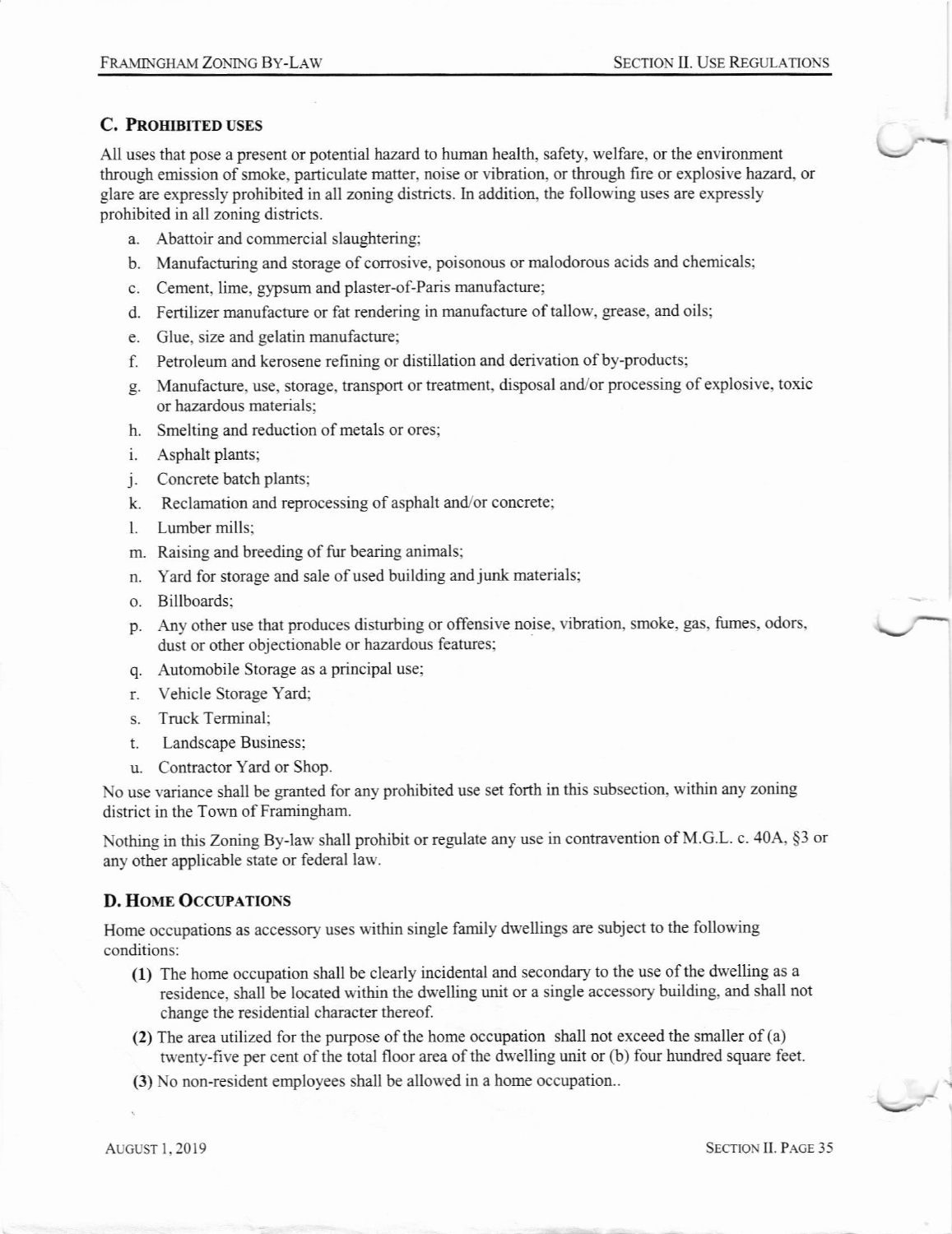### C. Prohibited Uses

All uses that pose a present or potential hazard to human health, safety, welfare, or the environment through emission of smoke, particulate matter, noise or vibration, or through fire or explosive hazard, or glare are expressly prohibited in all zoning districts. In addition, the following uses are expressly prohibited in all zoning districts.

a. Abattoir and commercial slaughtering;
b. Manufacturing and storage of corrosive, poisonous or malodorous acids and chemicals;
c. Cement, lime, gypsum and plaster-of-Paris manufacture;
d. Fertilizer manufacture or fat rendering in manufacture of tallow, grease, and oils;
e. Glue, size and gelatin manufacture;
f. Petroleum and kerosene refining or distillation and derivation of by-products;
g. Manufacture, use, storage, transport or treatment, disposal and/or processing of explosive, toxic or hazardous materials;
h. Smelting and reduction of metals or ores;
i. Asphalt plants;
j. Concrete batch plants;
k. Reclamation and reprocessing of asphalt and/or concrete;
l. Lumber mills;
m. Raising and breeding of fur bearing animals;
n. Yard for storage and sale of used building and junk materials;
o. Billboards;
p. Any other use that produces disturbing or offensive noise, vibration, smoke, gas, fumes, odors, dust or other objectionable or hazardous features;
q. Automobile Storage as a principal use;
r. Vehicle Storage Yard;
s. Truck Terminal;
t. Landscape Business;
u. Contractor Yard or Shop.

No use variance shall be granted for any prohibited use set forth in this subsection, within any zoning district in the Town of Framingham.

Nothing in this Zoning By-law shall prohibit or regulate any use in contravention of M.G.L. c. 40A, §3 or any other applicable state or federal law.

### D. Home Occupations

Home occupations as accessory uses within single family dwellings are subject to the following conditions:

**(1)** The home occupation shall be clearly incidental and secondary to the use of the dwelling as a residence, shall be located within the dwelling unit or a single accessory building, and shall not change the residential character thereof.

**(2)** The area utilized for the purpose of the home occupation shall not exceed the smaller of (a) twenty-five per cent of the total floor area of the dwelling unit or (b) four hundred square feet.

**(3)** No non-resident employees shall be allowed in a home occupation..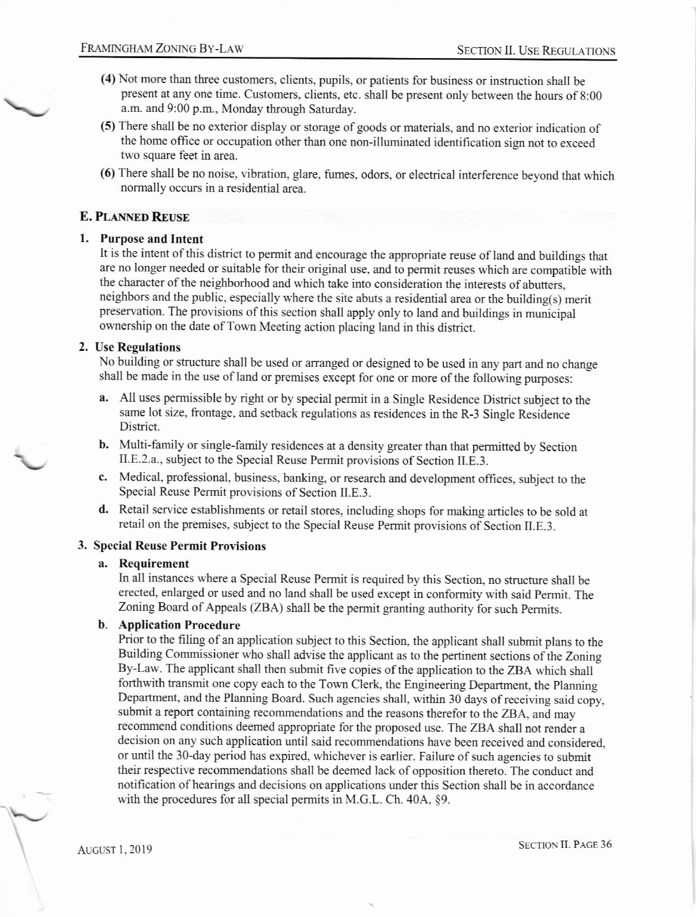(4) Not more than three customers, clients, pupils, or patients for business or instruction shall be present at any one time. Customers, clients, etc. shall be present only between the hours of 8:00 a.m. and 9:00 p.m., Monday through Saturday.

(5) There shall be no exterior display or storage of goods or materials, and no exterior indication of the home office or occupation other than one non-illuminated identification sign not to exceed two square feet in area.

(6) There shall be no noise, vibration, glare, fumes, odors, or electrical interference beyond that which normally occurs in a residential area.

## E. PLANNED REUSE

### 1. Purpose and Intent

It is the intent of this district to permit and encourage the appropriate reuse of land and buildings that are no longer needed or suitable for their original use, and to permit reuses which are compatible with the character of the neighborhood and which take into consideration the interests of abutters, neighbors and the public, especially where the site abuts a residential area or the building(s) merit preservation. The provisions of this section shall apply only to land and buildings in municipal ownership on the date of Town Meeting action placing land in this district.

### 2. Use Regulations

No building or structure shall be used or arranged or designed to be used in any part and no change shall be made in the use of land or premises except for one or more of the following purposes:

**a.** All uses permissible by right or by special permit in a Single Residence District subject to the same lot size, frontage, and setback regulations as residences in the R-3 Single Residence District.

**b.** Multi-family or single-family residences at a density greater than that permitted by Section II.E.2.a., subject to the Special Reuse Permit provisions of Section II.E.3.

**c.** Medical, professional, business, banking, or research and development offices, subject to the Special Reuse Permit provisions of Section II.E.3.

**d.** Retail service establishments or retail stores, including shops for making articles to be sold at retail on the premises, subject to the Special Reuse Permit provisions of Section II.E.3.

### 3. Special Reuse Permit Provisions

**a. Requirement**

In all instances where a Special Reuse Permit is required by this Section, no structure shall be erected, enlarged or used and no land shall be used except in conformity with said Permit. The Zoning Board of Appeals (ZBA) shall be the permit granting authority for such Permits.

**b. Application Procedure**

Prior to the filing of an application subject to this Section, the applicant shall submit plans to the Building Commissioner who shall advise the applicant as to the pertinent sections of the Zoning By-Law. The applicant shall then submit five copies of the application to the ZBA which shall forthwith transmit one copy each to the Town Clerk, the Engineering Department, the Planning Department, and the Planning Board. Such agencies shall, within 30 days of receiving said copy, submit a report containing recommendations and the reasons therefor to the ZBA, and may recommend conditions deemed appropriate for the proposed use. The ZBA shall not render a decision on any such application until said recommendations have been received and considered, or until the 30-day period has expired, whichever is earlier. Failure of such agencies to submit their respective recommendations shall be deemed lack of opposition thereto. The conduct and notification of hearings and decisions on applications under this Section shall be in accordance with the procedures for all special permits in M.G.L. Ch. 40A, §9.